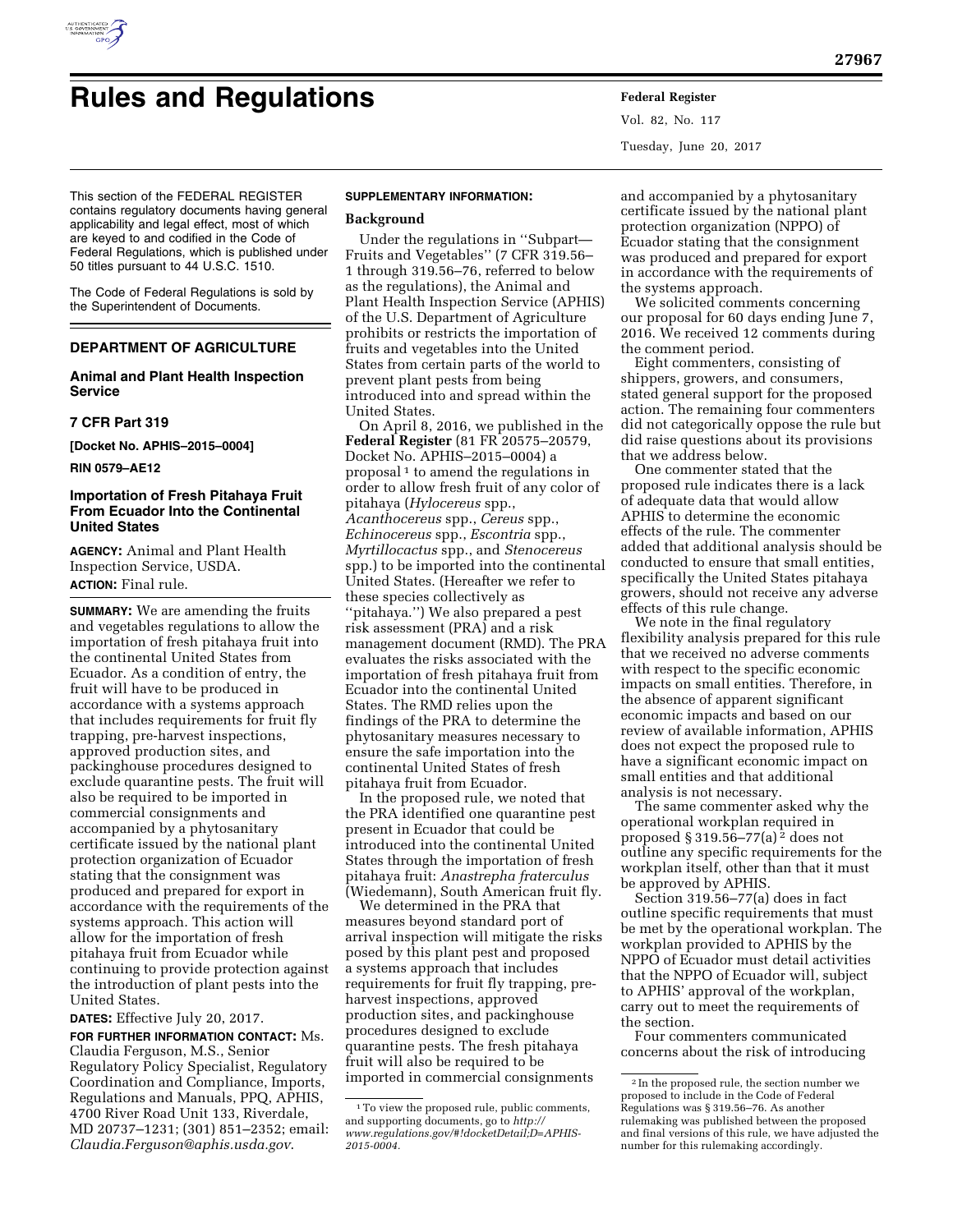# Rules and Regulations

This section of the FEDERAL REGISTER contains regulatory documents having general applicability and legal effect, most of which are keyed to and codified in the Code of Federal Regulations, which is published under 50 titles pursuant to 44 U.S.C. 1510.

The Code of Federal Regulations is sold by the Superintendent of Documents.

## DEPARTMENT OF AGRICULTURE

### Animal and Plant Health Inspection Service

### 7 CFR Part 319

**[Docket No. APHIS–2015–0004]**

**RIN 0579–AE12**

### Importation of Fresh Pitahaya Fruit From Ecuador Into the Continental United States

**AGENCY:** Animal and Plant Health Inspection Service, USDA.

**ACTION:** Final rule.

**SUMMARY:** We are amending the fruits and vegetables regulations to allow the importation of fresh pitahaya fruit into the continental United States from Ecuador. As a condition of entry, the fruit will have to be produced in accordance with a systems approach that includes requirements for fruit fly trapping, pre-harvest inspections, approved production sites, and packinghouse procedures designed to exclude quarantine pests. The fruit will also be required to be imported in commercial consignments and accompanied by a phytosanitary certificate issued by the national plant protection organization of Ecuador stating that the consignment was produced and prepared for export in accordance with the requirements of the systems approach. This action will allow for the importation of fresh pitahaya fruit from Ecuador while continuing to provide protection against the introduction of plant pests into the United States.

**DATES:** Effective July 20, 2017.

**FOR FURTHER INFORMATION CONTACT:** Ms. Claudia Ferguson, M.S., Senior Regulatory Policy Specialist, Regulatory Coordination and Compliance, Imports, Regulations and Manuals, PPQ, APHIS, 4700 River Road Unit 133, Riverdale, MD 20737–1231; (301) 851–2352; email: *Claudia.Ferguson@aphis.usda.gov*.

**SUPPLEMENTARY INFORMATION:**

**Background**

Under the regulations in ''Subpart—Fruits and Vegetables'' (7 CFR 319.56–1 through 319.56–76, referred to below as the regulations), the Animal and Plant Health Inspection Service (APHIS) of the U.S. Department of Agriculture prohibits or restricts the importation of fruits and vegetables into the United States from certain parts of the world to prevent plant pests from being introduced into and spread within the United States.

On April 8, 2016, we published in the **Federal Register** (81 FR 20575–20579, Docket No. APHIS–2015–0004) a proposal [1] to amend the regulations in order to allow fresh fruit of any color of pitahaya (*Hylocereus* spp., *Acanthocereus* spp., *Cereus* spp., *Echinocereus* spp., *Escontria* spp., *Myrtillocactus* spp., and *Stenocereus* spp.) to be imported into the continental United States. (Hereafter we refer to these species collectively as ''pitahaya.'') We also prepared a pest risk assessment (PRA) and a risk management document (RMD). The PRA evaluates the risks associated with the importation of fresh pitahaya fruit from Ecuador into the continental United States. The RMD relies upon the findings of the PRA to determine the phytosanitary measures necessary to ensure the safe importation into the continental United States of fresh pitahaya fruit from Ecuador.

In the proposed rule, we noted that the PRA identified one quarantine pest present in Ecuador that could be introduced into the continental United States through the importation of fresh pitahaya fruit: *Anastrepha fraterculus* (Wiedemann), South American fruit fly.

We determined in the PRA that measures beyond standard port of arrival inspection will mitigate the risks posed by this plant pest and proposed a systems approach that includes requirements for fruit fly trapping, pre-harvest inspections, approved production sites, and packinghouse procedures designed to exclude quarantine pests. The fresh pitahaya fruit will also be required to be imported in commercial consignments and accompanied by a phytosanitary certificate issued by the national plant protection organization (NPPO) of Ecuador stating that the consignment was produced and prepared for export in accordance with the requirements of the systems approach.

We solicited comments concerning our proposal for 60 days ending June 7, 2016. We received 12 comments during the comment period.

Eight commenters, consisting of shippers, growers, and consumers, stated general support for the proposed action. The remaining four commenters did not categorically oppose the rule but did raise questions about its provisions that we address below.

One commenter stated that the proposed rule indicates there is a lack of adequate data that would allow APHIS to determine the economic effects of the rule. The commenter added that additional analysis should be conducted to ensure that small entities, specifically the United States pitahaya growers, should not receive any adverse effects of this rule change.

We note in the final regulatory flexibility analysis prepared for this rule that we received no adverse comments with respect to the specific economic impacts on small entities. Therefore, in the absence of apparent significant economic impacts and based on our review of available information, APHIS does not expect the proposed rule to have a significant economic impact on small entities and that additional analysis is not necessary.

The same commenter asked why the operational workplan required in proposed § 319.56–77(a) [2] does not outline any specific requirements for the workplan itself, other than that it must be approved by APHIS.

Section 319.56–77(a) does in fact outline specific requirements that must be met by the operational workplan. The workplan provided to APHIS by the NPPO of Ecuador must detail activities that the NPPO of Ecuador will, subject to APHIS' approval of the workplan, carry out to meet the requirements of the section.

Four commenters communicated concerns about the risk of introducing

[1] To view the proposed rule, public comments, and supporting documents, go to *http://www.regulations.gov/#!docketDetail;D=APHIS-2015-0004.*

[2] In the proposed rule, the section number we proposed to include in the Code of Federal Regulations was § 319.56–76. As another rulemaking was published between the proposed and final versions of this rule, we have adjusted the number for this rulemaking accordingly.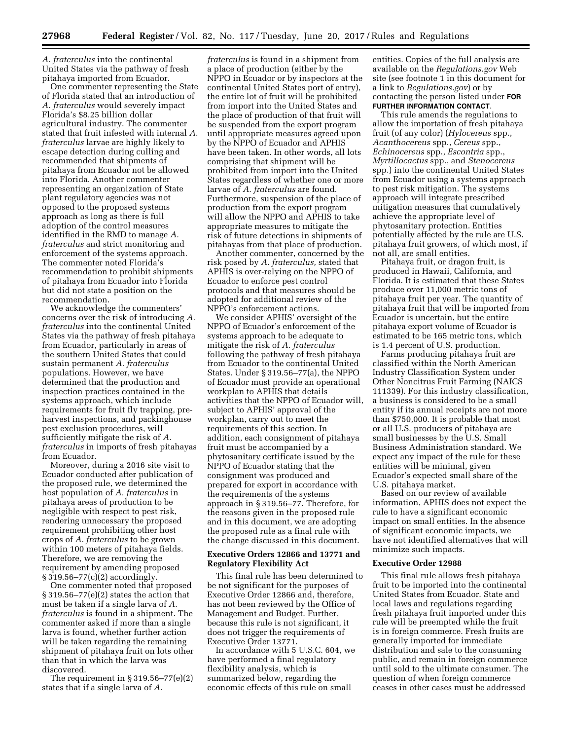*A. fraterculus* into the continental United States via the pathway of fresh pitahaya imported from Ecuador.

One commenter representing the State of Florida stated that an introduction of *A. fraterculus* would severely impact Florida's $8.25 billion dollar agricultural industry. The commenter stated that fruit infested with internal *A. fraterculus* larvae are highly likely to escape detection during culling and recommended that shipments of pitahaya from Ecuador not be allowed into Florida. Another commenter representing an organization of State plant regulatory agencies was not opposed to the proposed systems approach as long as there is full adoption of the control measures identified in the RMD to manage *A. fraterculus* and strict monitoring and enforcement of the systems approach. The commenter noted Florida's recommendation to prohibit shipments of pitahaya from Ecuador into Florida but did not state a position on the recommendation.

We acknowledge the commenters' concerns over the risk of introducing *A. fraterculus* into the continental United States via the pathway of fresh pitahaya from Ecuador, particularly in areas of the southern United States that could sustain permanent *A. fraterculus* populations. However, we have determined that the production and inspection practices contained in the systems approach, which include requirements for fruit fly trapping, pre-harvest inspections, and packinghouse pest exclusion procedures, will sufficiently mitigate the risk of *A. fraterculus* in imports of fresh pitahayas from Ecuador.

Moreover, during a 2016 site visit to Ecuador conducted after publication of the proposed rule, we determined the host population of *A. fraterculus* in pitahaya areas of production to be negligible with respect to pest risk, rendering unnecessary the proposed requirement prohibiting other host crops of *A. fraterculus* to be grown within 100 meters of pitahaya fields. Therefore, we are removing the requirement by amending proposed § 319.56–77(c)(2) accordingly.

One commenter noted that proposed § 319.56–77(e)(2) states the action that must be taken if a single larva of *A. fraterculus* is found in a shipment. The commenter asked if more than a single larva is found, whether further action will be taken regarding the remaining shipment of pitahaya fruit on lots other than that in which the larva was discovered.

The requirement in § 319.56–77(e)(2) states that if a single larva of *A. fraterculus* is found in a shipment from a place of production (either by the NPPO in Ecuador or by inspectors at the continental United States port of entry), the entire lot of fruit will be prohibited from import into the United States and the place of production of that fruit will be suspended from the export program until appropriate measures agreed upon by the NPPO of Ecuador and APHIS have been taken. In other words, all lots comprising that shipment will be prohibited from import into the United States regardless of whether one or more larvae of *A. fraterculus* are found. Furthermore, suspension of the place of production from the export program will allow the NPPO and APHIS to take appropriate measures to mitigate the risk of future detections in shipments of pitahayas from that place of production.

Another commenter, concerned by the risk posed by *A. fraterculus,* stated that APHIS is over-relying on the NPPO of Ecuador to enforce pest control protocols and that measures should be adopted for additional review of the NPPO's enforcement actions.

We consider APHIS' oversight of the NPPO of Ecuador's enforcement of the systems approach to be adequate to mitigate the risk of *A. fraterculus* following the pathway of fresh pitahaya from Ecuador to the continental United States. Under § 319.56–77(a), the NPPO of Ecuador must provide an operational workplan to APHIS that details activities that the NPPO of Ecuador will, subject to APHIS' approval of the workplan, carry out to meet the requirements of this section. In addition, each consignment of pitahaya fruit must be accompanied by a phytosanitary certificate issued by the NPPO of Ecuador stating that the consignment was produced and prepared for export in accordance with the requirements of the systems approach in § 319.56–77. Therefore, for the reasons given in the proposed rule and in this document, we are adopting the proposed rule as a final rule with the change discussed in this document.

## Executive Orders 12866 and 13771 and Regulatory Flexibility Act

This final rule has been determined to be not significant for the purposes of Executive Order 12866 and, therefore, has not been reviewed by the Office of Management and Budget. Further, because this rule is not significant, it does not trigger the requirements of Executive Order 13771.

In accordance with 5 U.S.C. 604, we have performed a final regulatory flexibility analysis, which is summarized below, regarding the economic effects of this rule on small entities. Copies of the full analysis are available on the *Regulations.gov* Web site (see footnote 1 in this document for a link to *Regulations.gov*) or by contacting the person listed under **FOR FURTHER INFORMATION CONTACT**.

This rule amends the regulations to allow the importation of fresh pitahaya fruit (of any color) (*Hylocereus* spp., *Acanthocereus* spp., *Cereus* spp., *Echinocereus* spp., *Escontria* spp., *Myrtillocactus* spp., and *Stenocereus* spp.) into the continental United States from Ecuador using a systems approach to pest risk mitigation. The systems approach will integrate prescribed mitigation measures that cumulatively achieve the appropriate level of phytosanitary protection. Entities potentially affected by the rule are U.S. pitahaya fruit growers, of which most, if not all, are small entities.

Pitahaya fruit, or dragon fruit, is produced in Hawaii, California, and Florida. It is estimated that these States produce over 11,000 metric tons of pitahaya fruit per year. The quantity of pitahaya fruit that will be imported from Ecuador is uncertain, but the entire pitahaya export volume of Ecuador is estimated to be 165 metric tons, which is 1.4 percent of U.S. production.

Farms producing pitahaya fruit are classified within the North American Industry Classification System under Other Noncitrus Fruit Farming (NAICS 111339). For this industry classification, a business is considered to be a small entity if its annual receipts are not more than $750,000. It is probable that most or all U.S. producers of pitahaya are small businesses by the U.S. Small Business Administration standard. We expect any impact of the rule for these entities will be minimal, given Ecuador's expected small share of the U.S. pitahaya market.

Based on our review of available information, APHIS does not expect the rule to have a significant economic impact on small entities. In the absence of significant economic impacts, we have not identified alternatives that will minimize such impacts.

## Executive Order 12988

This final rule allows fresh pitahaya fruit to be imported into the continental United States from Ecuador. State and local laws and regulations regarding fresh pitahaya fruit imported under this rule will be preempted while the fruit is in foreign commerce. Fresh fruits are generally imported for immediate distribution and sale to the consuming public, and remain in foreign commerce until sold to the ultimate consumer. The question of when foreign commerce ceases in other cases must be addressed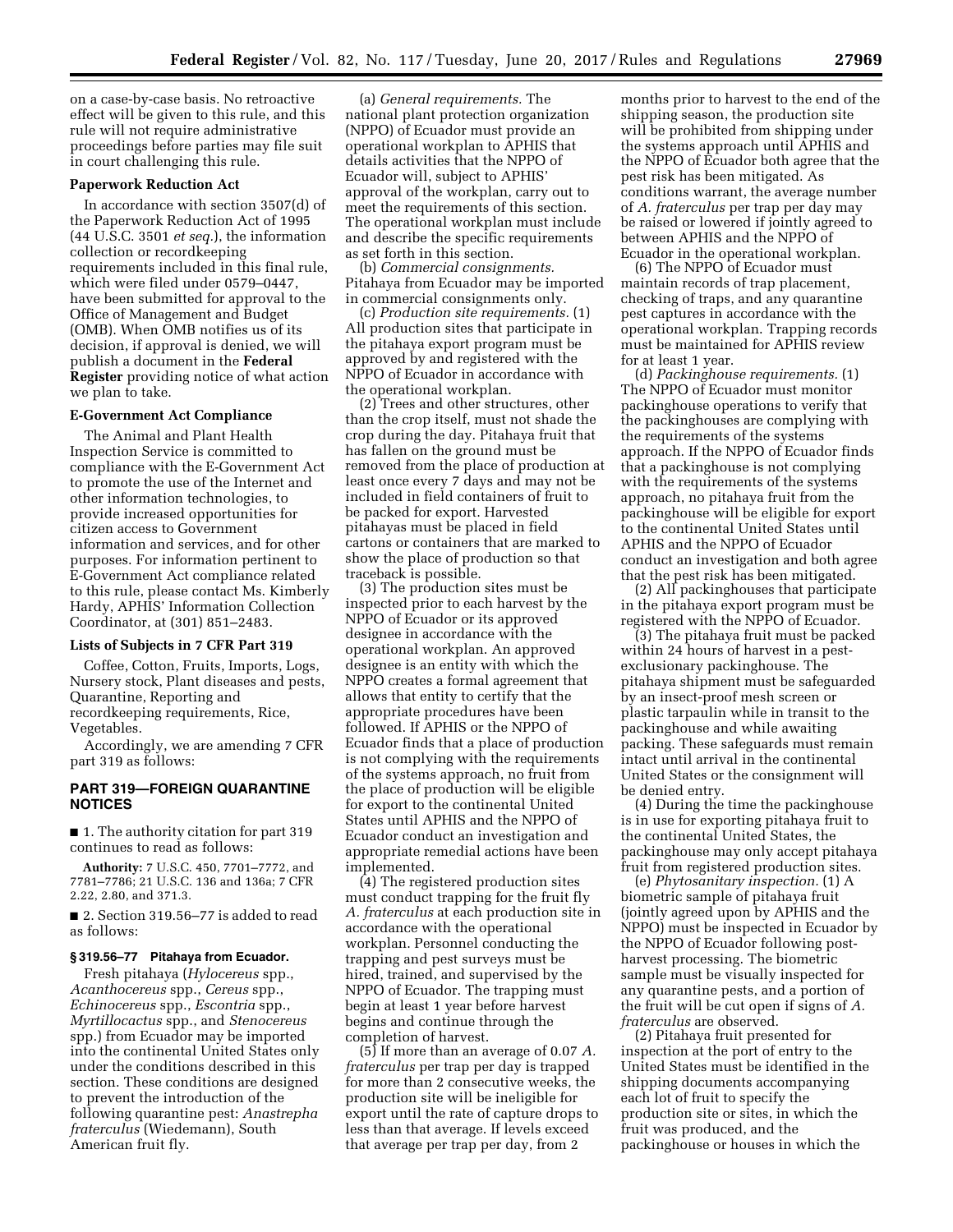on a case-by-case basis. No retroactive effect will be given to this rule, and this rule will not require administrative proceedings before parties may file suit in court challenging this rule.

### Paperwork Reduction Act

In accordance with section 3507(d) of the Paperwork Reduction Act of 1995 (44 U.S.C. 3501 *et seq.*), the information collection or recordkeeping requirements included in this final rule, which were filed under 0579–0447, have been submitted for approval to the Office of Management and Budget (OMB). When OMB notifies us of its decision, if approval is denied, we will publish a document in the **Federal Register** providing notice of what action we plan to take.

### E-Government Act Compliance

The Animal and Plant Health Inspection Service is committed to compliance with the E-Government Act to promote the use of the Internet and other information technologies, to provide increased opportunities for citizen access to Government information and services, and for other purposes. For information pertinent to E-Government Act compliance related to this rule, please contact Ms. Kimberly Hardy, APHIS' Information Collection Coordinator, at (301) 851–2483.

### Lists of Subjects in 7 CFR Part 319

Coffee, Cotton, Fruits, Imports, Logs, Nursery stock, Plant diseases and pests, Quarantine, Reporting and recordkeeping requirements, Rice, Vegetables.

Accordingly, we are amending 7 CFR part 319 as follows:

## PART 319—FOREIGN QUARANTINE NOTICES

■ 1. The authority citation for part 319 continues to read as follows:

**Authority:** 7 U.S.C. 450, 7701–7772, and 7781–7786; 21 U.S.C. 136 and 136a; 7 CFR 2.22, 2.80, and 371.3.

■ 2. Section 319.56–77 is added to read as follows:

### § 319.56–77 Pitahaya from Ecuador.

Fresh pitahaya (*Hylocereus* spp., *Acanthocereus* spp., *Cereus* spp., *Echinocereus* spp., *Escontria* spp., *Myrtillocactus* spp., and *Stenocereus* spp.) from Ecuador may be imported into the continental United States only under the conditions described in this section. These conditions are designed to prevent the introduction of the following quarantine pest: *Anastrepha fraterculus* (Wiedemann), South American fruit fly.

(a) *General requirements.* The national plant protection organization (NPPO) of Ecuador must provide an operational workplan to APHIS that details activities that the NPPO of Ecuador will, subject to APHIS' approval of the workplan, carry out to meet the requirements of this section. The operational workplan must include and describe the specific requirements as set forth in this section.

(b) *Commercial consignments.* Pitahaya from Ecuador may be imported in commercial consignments only.

(c) *Production site requirements.* (1) All production sites that participate in the pitahaya export program must be approved by and registered with the NPPO of Ecuador in accordance with the operational workplan.

(2) Trees and other structures, other than the crop itself, must not shade the crop during the day. Pitahaya fruit that has fallen on the ground must be removed from the place of production at least once every 7 days and may not be included in field containers of fruit to be packed for export. Harvested pitahayas must be placed in field cartons or containers that are marked to show the place of production so that traceback is possible.

(3) The production sites must be inspected prior to each harvest by the NPPO of Ecuador or its approved designee in accordance with the operational workplan. An approved designee is an entity with which the NPPO creates a formal agreement that allows that entity to certify that the appropriate procedures have been followed. If APHIS or the NPPO of Ecuador finds that a place of production is not complying with the requirements of the systems approach, no fruit from the place of production will be eligible for export to the continental United States until APHIS and the NPPO of Ecuador conduct an investigation and appropriate remedial actions have been implemented.

(4) The registered production sites must conduct trapping for the fruit fly *A. fraterculus* at each production site in accordance with the operational workplan. Personnel conducting the trapping and pest surveys must be hired, trained, and supervised by the NPPO of Ecuador. The trapping must begin at least 1 year before harvest begins and continue through the completion of harvest.

(5) If more than an average of 0.07 *A. fraterculus* per trap per day is trapped for more than 2 consecutive weeks, the production site will be ineligible for export until the rate of capture drops to less than that average. If levels exceed that average per trap per day, from 2 months prior to harvest to the end of the shipping season, the production site will be prohibited from shipping under the systems approach until APHIS and the NPPO of Ecuador both agree that the pest risk has been mitigated. As conditions warrant, the average number of *A. fraterculus* per trap per day may be raised or lowered if jointly agreed to between APHIS and the NPPO of Ecuador in the operational workplan.

(6) The NPPO of Ecuador must maintain records of trap placement, checking of traps, and any quarantine pest captures in accordance with the operational workplan. Trapping records must be maintained for APHIS review for at least 1 year.

(d) *Packinghouse requirements.* (1) The NPPO of Ecuador must monitor packinghouse operations to verify that the packinghouses are complying with the requirements of the systems approach. If the NPPO of Ecuador finds that a packinghouse is not complying with the requirements of the systems approach, no pitahaya fruit from the packinghouse will be eligible for export to the continental United States until APHIS and the NPPO of Ecuador conduct an investigation and both agree that the pest risk has been mitigated.

(2) All packinghouses that participate in the pitahaya export program must be registered with the NPPO of Ecuador.

(3) The pitahaya fruit must be packed within 24 hours of harvest in a pest-exclusionary packinghouse. The pitahaya shipment must be safeguarded by an insect-proof mesh screen or plastic tarpaulin while in transit to the packinghouse and while awaiting packing. These safeguards must remain intact until arrival in the continental United States or the consignment will be denied entry.

(4) During the time the packinghouse is in use for exporting pitahaya fruit to the continental United States, the packinghouse may only accept pitahaya fruit from registered production sites.

(e) *Phytosanitary inspection.* (1) A biometric sample of pitahaya fruit (jointly agreed upon by APHIS and the NPPO) must be inspected in Ecuador by the NPPO of Ecuador following post-harvest processing. The biometric sample must be visually inspected for any quarantine pests, and a portion of the fruit will be cut open if signs of *A. fraterculus* are observed.

(2) Pitahaya fruit presented for inspection at the port of entry to the United States must be identified in the shipping documents accompanying each lot of fruit to specify the production site or sites, in which the fruit was produced, and the packinghouse or houses in which the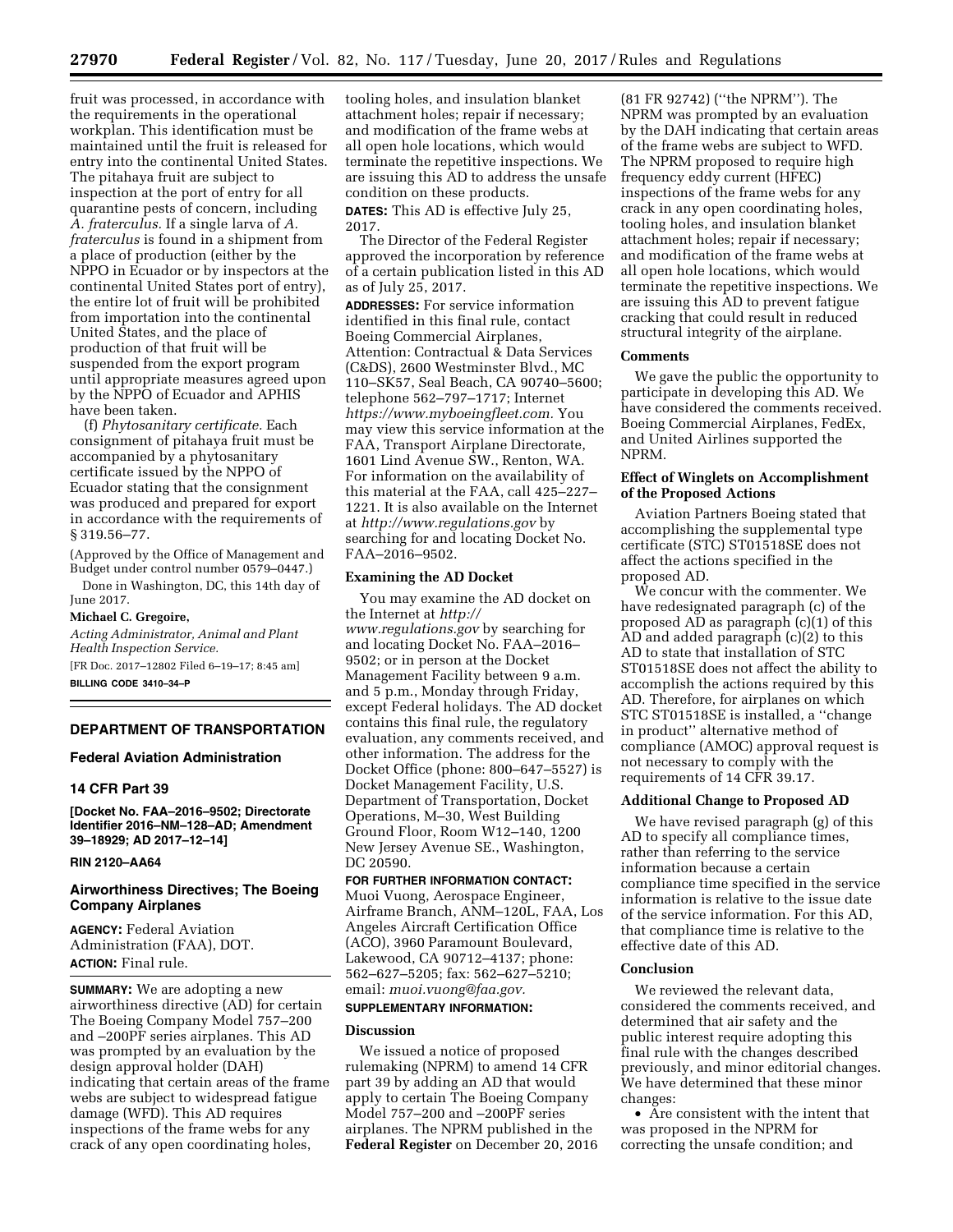fruit was processed, in accordance with the requirements in the operational workplan. This identification must be maintained until the fruit is released for entry into the continental United States. The pitahaya fruit are subject to inspection at the port of entry for all quarantine pests of concern, including *A. fraterculus.* If a single larva of *A. fraterculus* is found in a shipment from a place of production (either by the NPPO in Ecuador or by inspectors at the continental United States port of entry), the entire lot of fruit will be prohibited from importation into the continental United States, and the place of production of that fruit will be suspended from the export program until appropriate measures agreed upon by the NPPO of Ecuador and APHIS have been taken.

(f) *Phytosanitary certificate.* Each consignment of pitahaya fruit must be accompanied by a phytosanitary certificate issued by the NPPO of Ecuador stating that the consignment was produced and prepared for export in accordance with the requirements of § 319.56–77.

(Approved by the Office of Management and Budget under control number 0579–0447.)

Done in Washington, DC, this 14th day of June 2017.

**Michael C. Gregoire,**

*Acting Administrator, Animal and Plant Health Inspection Service.*

[FR Doc. 2017–12802 Filed 6–19–17; 8:45 am]

**BILLING CODE 3410–34–P**

---

## DEPARTMENT OF TRANSPORTATION

### Federal Aviation Administration

### 14 CFR Part 39

**[Docket No. FAA–2016–9502; Directorate Identifier 2016–NM–128–AD; Amendment 39–18929; AD 2017–12–14]**

**RIN 2120–AA64**

### Airworthiness Directives; The Boeing Company Airplanes

**AGENCY:** Federal Aviation Administration (FAA), DOT.

**ACTION:** Final rule.

**SUMMARY:** We are adopting a new airworthiness directive (AD) for certain The Boeing Company Model 757–200 and –200PF series airplanes. This AD was prompted by an evaluation by the design approval holder (DAH) indicating that certain areas of the frame webs are subject to widespread fatigue damage (WFD). This AD requires inspections of the frame webs for any crack of any open coordinating holes, tooling holes, and insulation blanket attachment holes; repair if necessary; and modification of the frame webs at all open hole locations, which would terminate the repetitive inspections. We are issuing this AD to address the unsafe condition on these products.

**DATES:** This AD is effective July 25, 2017.

The Director of the Federal Register approved the incorporation by reference of a certain publication listed in this AD as of July 25, 2017.

**ADDRESSES:** For service information identified in this final rule, contact Boeing Commercial Airplanes, Attention: Contractual & Data Services (C&DS), 2600 Westminster Blvd., MC 110–SK57, Seal Beach, CA 90740–5600; telephone 562–797–1717; Internet *https://www.myboeingfleet.com.* You may view this service information at the FAA, Transport Airplane Directorate, 1601 Lind Avenue SW., Renton, WA. For information on the availability of this material at the FAA, call 425–227–1221. It is also available on the Internet at *http://www.regulations.gov* by searching for and locating Docket No. FAA–2016–9502.

#### Examining the AD Docket

You may examine the AD docket on the Internet at *http://www.regulations.gov* by searching for and locating Docket No. FAA–2016–9502; or in person at the Docket Management Facility between 9 a.m. and 5 p.m., Monday through Friday, except Federal holidays. The AD docket contains this final rule, the regulatory evaluation, any comments received, and other information. The address for the Docket Office (phone: 800–647–5527) is Docket Management Facility, U.S. Department of Transportation, Docket Operations, M–30, West Building Ground Floor, Room W12–140, 1200 New Jersey Avenue SE., Washington, DC 20590.

**FOR FURTHER INFORMATION CONTACT:** Muoi Vuong, Aerospace Engineer, Airframe Branch, ANM–120L, FAA, Los Angeles Aircraft Certification Office (ACO), 3960 Paramount Boulevard, Lakewood, CA 90712–4137; phone: 562–627–5205; fax: 562–627–5210; email: *muoi.vuong@faa.gov.*

**SUPPLEMENTARY INFORMATION:**

#### Discussion

We issued a notice of proposed rulemaking (NPRM) to amend 14 CFR part 39 by adding an AD that would apply to certain The Boeing Company Model 757–200 and –200PF series airplanes. The NPRM published in the **Federal Register** on December 20, 2016 (81 FR 92742) (''the NPRM''). The NPRM was prompted by an evaluation by the DAH indicating that certain areas of the frame webs are subject to WFD. The NPRM proposed to require high frequency eddy current (HFEC) inspections of the frame webs for any crack in any open coordinating holes, tooling holes, and insulation blanket attachment holes; repair if necessary; and modification of the frame webs at all open hole locations, which would terminate the repetitive inspections. We are issuing this AD to prevent fatigue cracking that could result in reduced structural integrity of the airplane.

#### Comments

We gave the public the opportunity to participate in developing this AD. We have considered the comments received. Boeing Commercial Airplanes, FedEx, and United Airlines supported the NPRM.

#### Effect of Winglets on Accomplishment of the Proposed Actions

Aviation Partners Boeing stated that accomplishing the supplemental type certificate (STC) ST01518SE does not affect the actions specified in the proposed AD.

We concur with the commenter. We have redesignated paragraph (c) of the proposed AD as paragraph (c)(1) of this AD and added paragraph (c)(2) to this AD to state that installation of STC ST01518SE does not affect the ability to accomplish the actions required by this AD. Therefore, for airplanes on which STC ST01518SE is installed, a ''change in product'' alternative method of compliance (AMOC) approval request is not necessary to comply with the requirements of 14 CFR 39.17.

#### Additional Change to Proposed AD

We have revised paragraph (g) of this AD to specify all compliance times, rather than referring to the service information because a certain compliance time specified in the service information is relative to the issue date of the service information. For this AD, that compliance time is relative to the effective date of this AD.

#### Conclusion

We reviewed the relevant data, considered the comments received, and determined that air safety and the public interest require adopting this final rule with the changes described previously, and minor editorial changes. We have determined that these minor changes:

- Are consistent with the intent that was proposed in the NPRM for correcting the unsafe condition; and